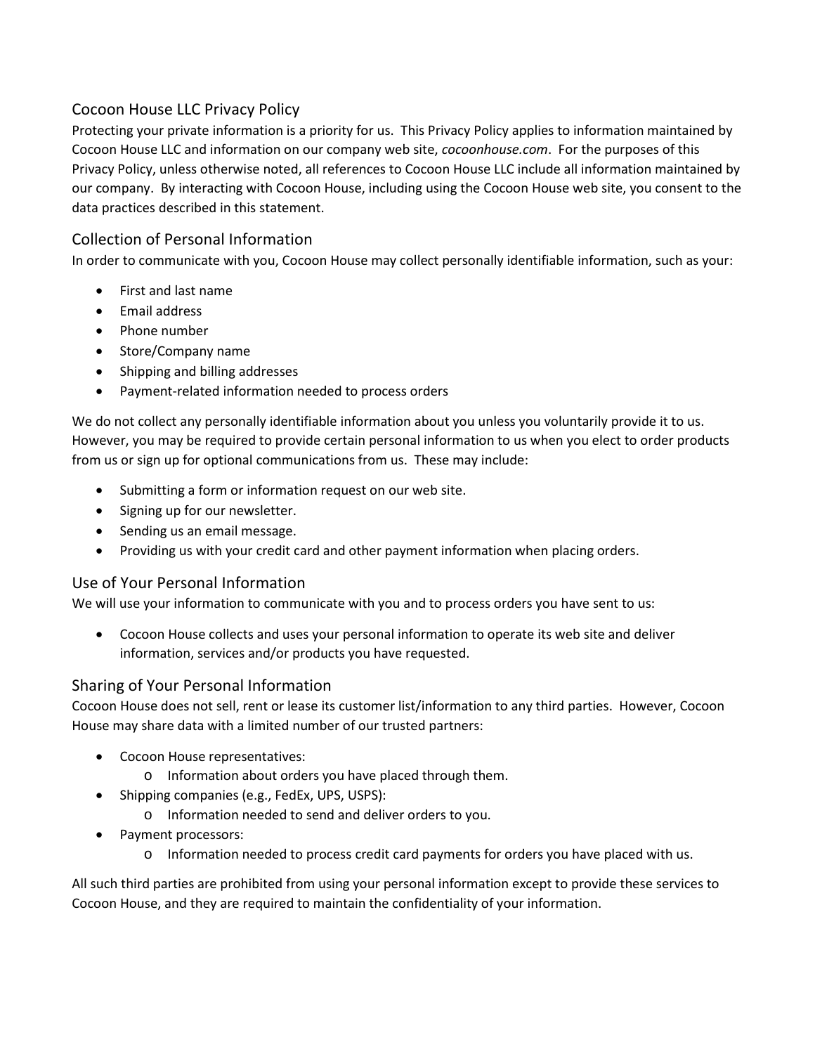## Cocoon House LLC Privacy Policy

Protecting your private information is a priority for us. This Privacy Policy applies to information maintained by Cocoon House LLC and information on our company web site, *cocoonhouse.com*. For the purposes of this Privacy Policy, unless otherwise noted, all references to Cocoon House LLC include all information maintained by our company. By interacting with Cocoon House, including using the Cocoon House web site, you consent to the data practices described in this statement.

## Collection of Personal Information

In order to communicate with you, Cocoon House may collect personally identifiable information, such as your:

- First and last name
- Email address
- Phone number
- Store/Company name
- Shipping and billing addresses
- Payment-related information needed to process orders

We do not collect any personally identifiable information about you unless you voluntarily provide it to us. However, you may be required to provide certain personal information to us when you elect to order products from us or sign up for optional communications from us. These may include:

- Submitting a form or information request on our web site.
- Signing up for our newsletter.
- Sending us an email message.
- Providing us with your credit card and other payment information when placing orders.

## Use of Your Personal Information

We will use your information to communicate with you and to process orders you have sent to us:

- Cocoon House collects and uses your personal information to operate its web site and deliver information, services and/or products you have requested.

## Sharing of Your Personal Information

Cocoon House does not sell, rent or lease its customer list/information to any third parties. However, Cocoon House may share data with a limited number of our trusted partners:

- Cocoon House representatives:
  - Information about orders you have placed through them.
- Shipping companies (e.g., FedEx, UPS, USPS):
  - Information needed to send and deliver orders to you.
- Payment processors:
  - Information needed to process credit card payments for orders you have placed with us.

All such third parties are prohibited from using your personal information except to provide these services to Cocoon House, and they are required to maintain the confidentiality of your information.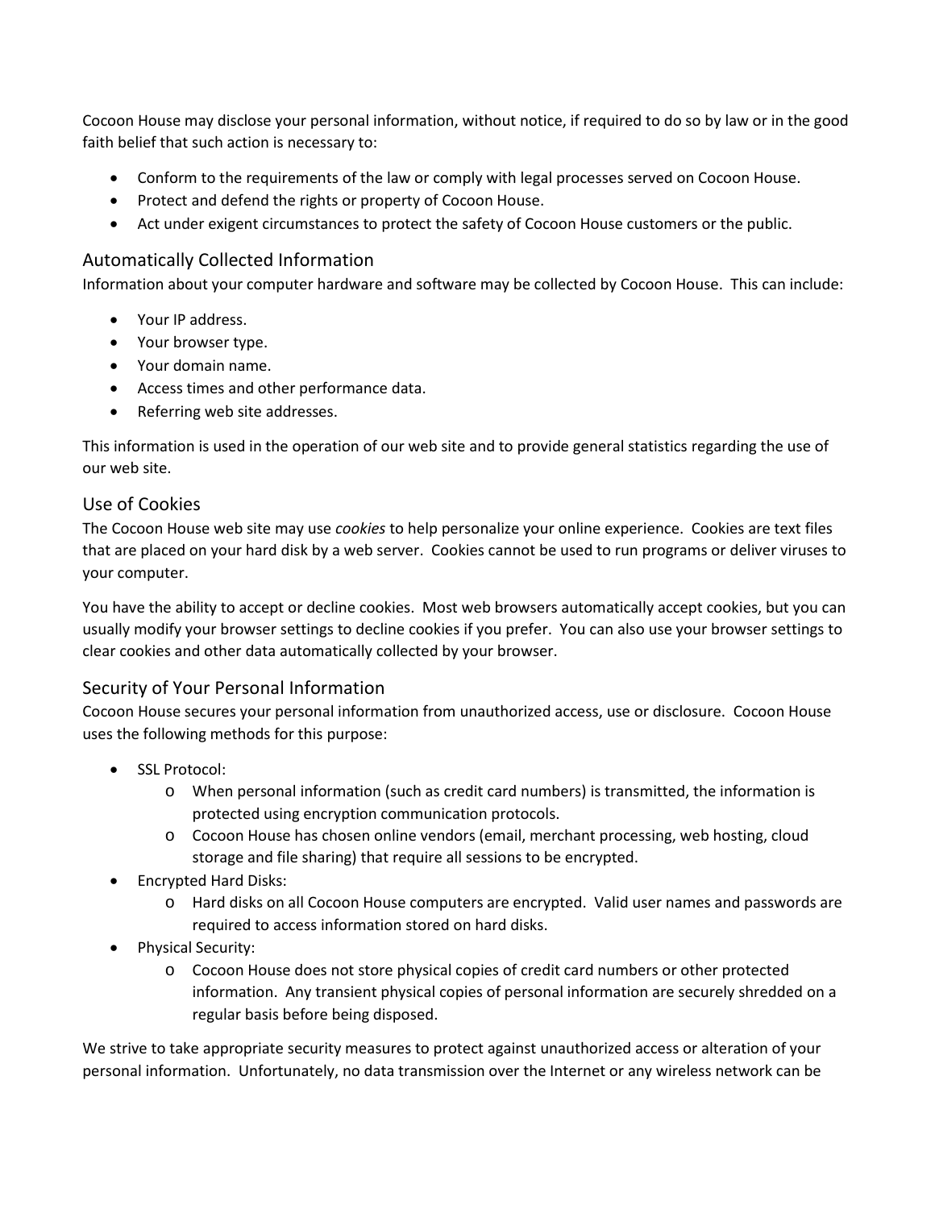Cocoon House may disclose your personal information, without notice, if required to do so by law or in the good faith belief that such action is necessary to:

- Conform to the requirements of the law or comply with legal processes served on Cocoon House.
- Protect and defend the rights or property of Cocoon House.
- Act under exigent circumstances to protect the safety of Cocoon House customers or the public.

## Automatically Collected Information

Information about your computer hardware and software may be collected by Cocoon House. This can include:

- Your IP address.
- Your browser type.
- Your domain name.
- Access times and other performance data.
- Referring web site addresses.

This information is used in the operation of our web site and to provide general statistics regarding the use of our web site.

## Use of Cookies

The Cocoon House web site may use *cookies* to help personalize your online experience. Cookies are text files that are placed on your hard disk by a web server. Cookies cannot be used to run programs or deliver viruses to your computer.

You have the ability to accept or decline cookies. Most web browsers automatically accept cookies, but you can usually modify your browser settings to decline cookies if you prefer. You can also use your browser settings to clear cookies and other data automatically collected by your browser.

## Security of Your Personal Information

Cocoon House secures your personal information from unauthorized access, use or disclosure. Cocoon House uses the following methods for this purpose:

- SSL Protocol:
    - When personal information (such as credit card numbers) is transmitted, the information is protected using encryption communication protocols.
    - Cocoon House has chosen online vendors (email, merchant processing, web hosting, cloud storage and file sharing) that require all sessions to be encrypted.
- Encrypted Hard Disks:
    - Hard disks on all Cocoon House computers are encrypted. Valid user names and passwords are required to access information stored on hard disks.
- Physical Security:
    - Cocoon House does not store physical copies of credit card numbers or other protected information. Any transient physical copies of personal information are securely shredded on a regular basis before being disposed.

We strive to take appropriate security measures to protect against unauthorized access or alteration of your personal information. Unfortunately, no data transmission over the Internet or any wireless network can be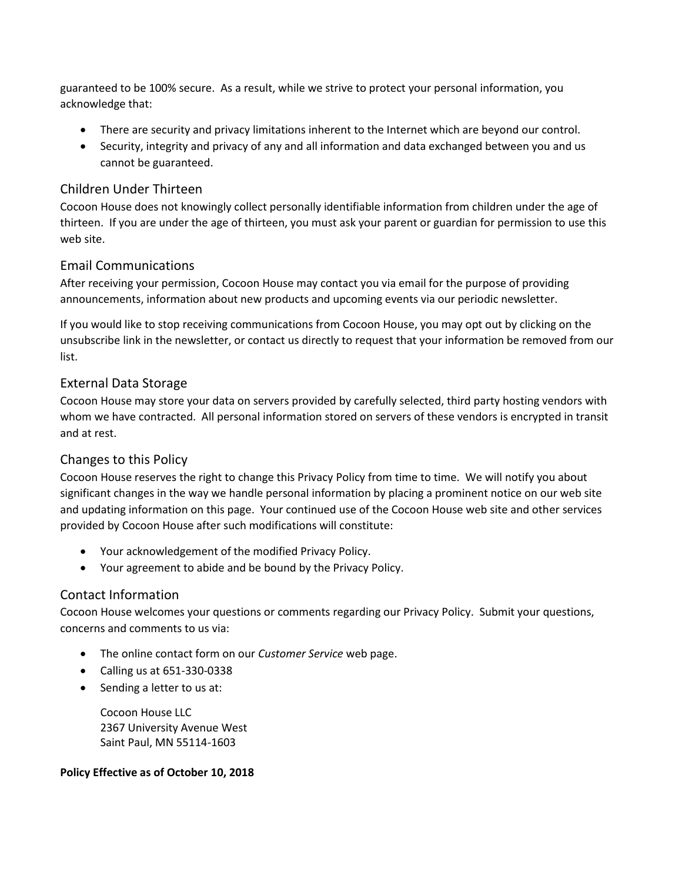guaranteed to be 100% secure. As a result, while we strive to protect your personal information, you acknowledge that:

- There are security and privacy limitations inherent to the Internet which are beyond our control.
- Security, integrity and privacy of any and all information and data exchanged between you and us cannot be guaranteed.

## Children Under Thirteen

Cocoon House does not knowingly collect personally identifiable information from children under the age of thirteen. If you are under the age of thirteen, you must ask your parent or guardian for permission to use this web site.

## Email Communications

After receiving your permission, Cocoon House may contact you via email for the purpose of providing announcements, information about new products and upcoming events via our periodic newsletter.

If you would like to stop receiving communications from Cocoon House, you may opt out by clicking on the unsubscribe link in the newsletter, or contact us directly to request that your information be removed from our list.

## External Data Storage

Cocoon House may store your data on servers provided by carefully selected, third party hosting vendors with whom we have contracted. All personal information stored on servers of these vendors is encrypted in transit and at rest.

## Changes to this Policy

Cocoon House reserves the right to change this Privacy Policy from time to time. We will notify you about significant changes in the way we handle personal information by placing a prominent notice on our web site and updating information on this page. Your continued use of the Cocoon House web site and other services provided by Cocoon House after such modifications will constitute:

- Your acknowledgement of the modified Privacy Policy.
- Your agreement to abide and be bound by the Privacy Policy.

## Contact Information

Cocoon House welcomes your questions or comments regarding our Privacy Policy. Submit your questions, concerns and comments to us via:

- The online contact form on our *Customer Service* web page.
- Calling us at 651-330-0338
- Sending a letter to us at:

  Cocoon House LLC
  2367 University Avenue West
  Saint Paul, MN 55114-1603

**Policy Effective as of October 10, 2018**